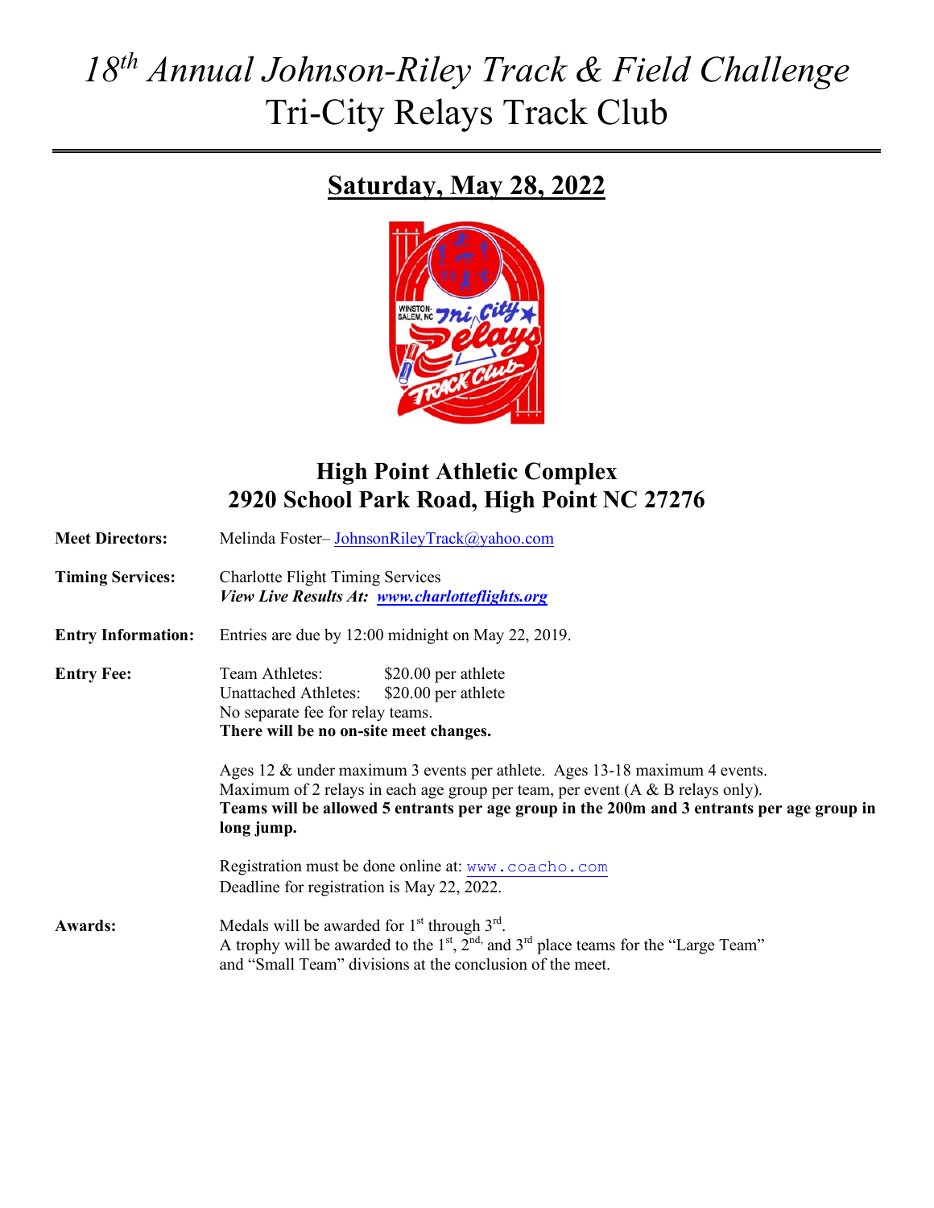# *18th Annual Johnson-Riley Track & Field Challenge*

# Tri-City Relays Track Club

## Saturday, May 28, 2022

## High Point Athletic Complex
## 2920 School Park Road, High Point NC 27276

**Meet Directors:** Melinda Foster– JohnsonRileyTrack@yahoo.com

**Timing Services:** Charlotte Flight Timing Services
***View Live Results At: www.charlotteflights.org***

**Entry Information:** Entries are due by 12:00 midnight on May 22, 2019.

**Entry Fee:**
Team Athletes: $20.00 per athlete
Unattached Athletes: $20.00 per athlete
No separate fee for relay teams.
**There will be no on-site meet changes.**

Ages 12 & under maximum 3 events per athlete. Ages 13-18 maximum 4 events.
Maximum of 2 relays in each age group per team, per event (A & B relays only).
**Teams will be allowed 5 entrants per age group in the 200m and 3 entrants per age group in long jump.**

Registration must be done online at: www.coacho.com
Deadline for registration is May 22, 2022.

**Awards:** Medals will be awarded for 1st through 3rd.
A trophy will be awarded to the 1st, 2nd, and 3rd place teams for the "Large Team" and "Small Team" divisions at the conclusion of the meet.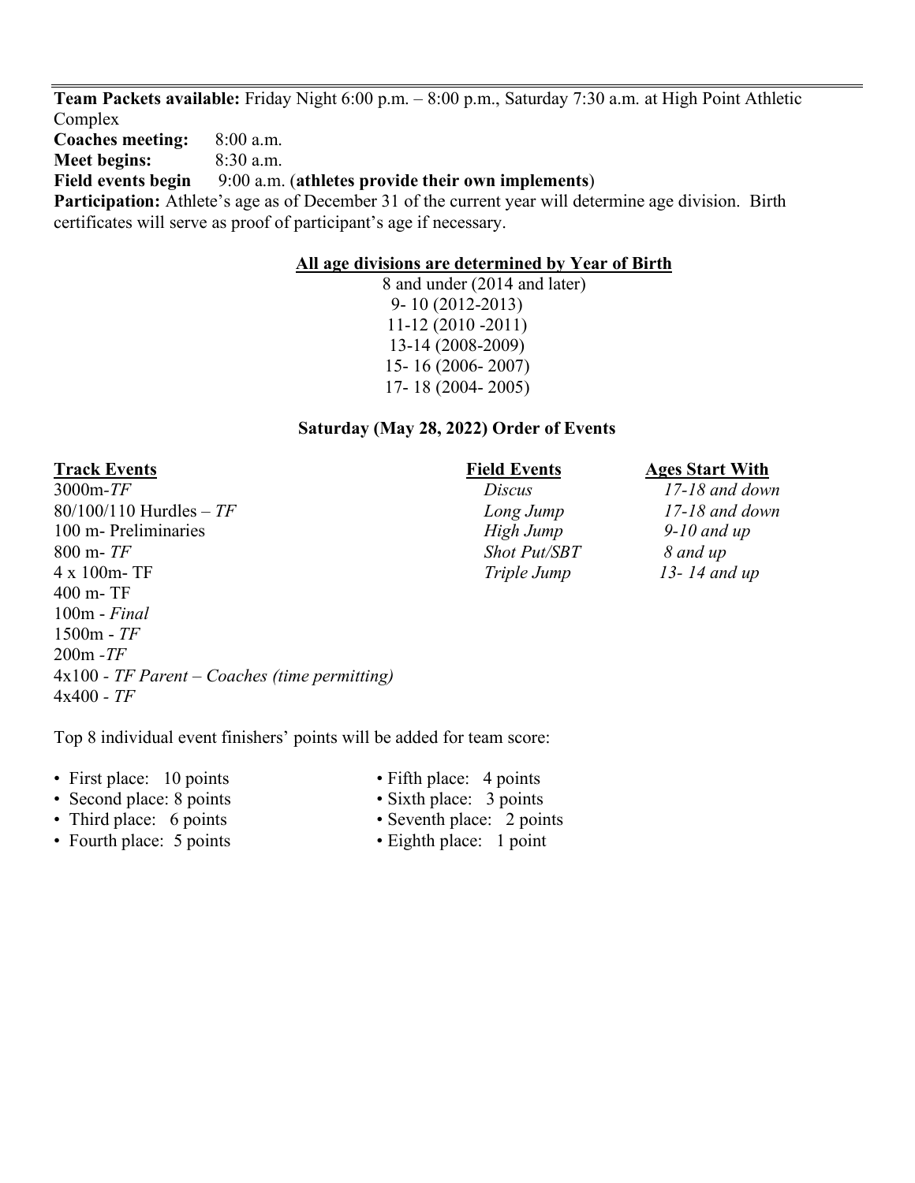**Team Packets available:** Friday Night 6:00 p.m. – 8:00 p.m., Saturday 7:30 a.m. at High Point Athletic Complex

**Coaches meeting:** 8:00 a.m.

**Meet begins:** 8:30 a.m.

**Field events begin** 9:00 a.m. (**athletes provide their own implements**)

**Participation:** Athlete's age as of December 31 of the current year will determine age division. Birth certificates will serve as proof of participant's age if necessary.

**All age divisions are determined by Year of Birth**

8 and under (2014 and later)
9- 10 (2012-2013)
11-12 (2010 -2011)
13-14 (2008-2009)
15- 16 (2006- 2007)
17- 18 (2004- 2005)

**Saturday (May 28, 2022) Order of Events**

| **Track Events** | **Field Events** | **Ages Start With** |
|---|---|---|
| 3000m-*TF* | *Discus* | *17-18 and down* |
| 80/100/110 Hurdles – *TF* | *Long Jump* | *17-18 and down* |
| 100 m- Preliminaries | *High Jump* | *9-10 and up* |
| 800 m- *TF* | *Shot Put/SBT* | *8 and up* |
| 4 x 100m- TF | *Triple Jump* | *13- 14 and up* |
| 400 m- TF | | |
| 100m - *Final* | | |
| 1500m - *TF* | | |
| 200m -*TF* | | |
| 4x100 - *TF Parent – Coaches (time permitting)* | | |
| 4x400 - *TF* | | |

Top 8 individual event finishers' points will be added for team score:

- First place: 10 points
- Second place: 8 points
- Third place: 6 points
- Fourth place: 5 points
- Fifth place: 4 points
- Sixth place: 3 points
- Seventh place: 2 points
- Eighth place: 1 point